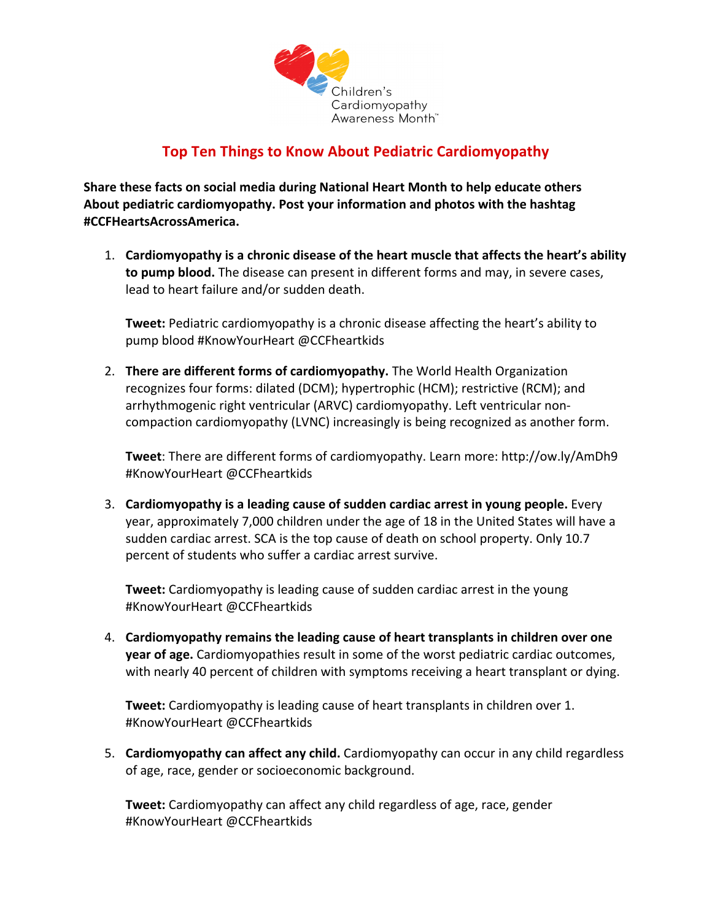Children's Cardiomyopathy Awareness Month™

# Top Ten Things to Know About Pediatric Cardiomyopathy

**Share these facts on social media during National Heart Month to help educate others About pediatric cardiomyopathy. Post your information and photos with the hashtag #CCFHeartsAcrossAmerica.**

1. **Cardiomyopathy is a chronic disease of the heart muscle that affects the heart's ability to pump blood.** The disease can present in different forms and may, in severe cases, lead to heart failure and/or sudden death.

   **Tweet:** Pediatric cardiomyopathy is a chronic disease affecting the heart's ability to pump blood #KnowYourHeart @CCFheartkids

2. **There are different forms of cardiomyopathy.** The World Health Organization recognizes four forms: dilated (DCM); hypertrophic (HCM); restrictive (RCM); and arrhythmogenic right ventricular (ARVC) cardiomyopathy. Left ventricular non-compaction cardiomyopathy (LVNC) increasingly is being recognized as another form.

   **Tweet**: There are different forms of cardiomyopathy. Learn more: http://ow.ly/AmDh9 #KnowYourHeart @CCFheartkids

3. **Cardiomyopathy is a leading cause of sudden cardiac arrest in young people.** Every year, approximately 7,000 children under the age of 18 in the United States will have a sudden cardiac arrest. SCA is the top cause of death on school property. Only 10.7 percent of students who suffer a cardiac arrest survive.

   **Tweet:** Cardiomyopathy is leading cause of sudden cardiac arrest in the young #KnowYourHeart @CCFheartkids

4. **Cardiomyopathy remains the leading cause of heart transplants in children over one year of age.** Cardiomyopathies result in some of the worst pediatric cardiac outcomes, with nearly 40 percent of children with symptoms receiving a heart transplant or dying.

   **Tweet:** Cardiomyopathy is leading cause of heart transplants in children over 1. #KnowYourHeart @CCFheartkids

5. **Cardiomyopathy can affect any child.** Cardiomyopathy can occur in any child regardless of age, race, gender or socioeconomic background.

   **Tweet:** Cardiomyopathy can affect any child regardless of age, race, gender #KnowYourHeart @CCFheartkids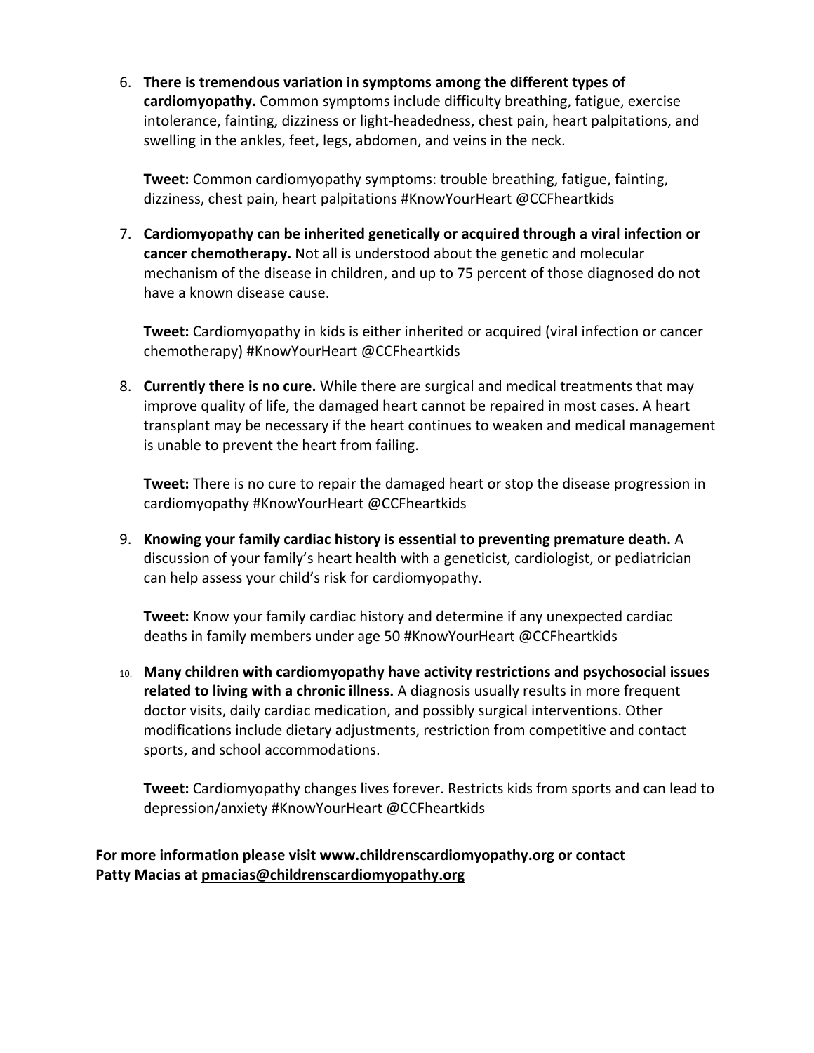6. **There is tremendous variation in symptoms among the different types of cardiomyopathy.** Common symptoms include difficulty breathing, fatigue, exercise intolerance, fainting, dizziness or light-headedness, chest pain, heart palpitations, and swelling in the ankles, feet, legs, abdomen, and veins in the neck.

   **Tweet:** Common cardiomyopathy symptoms: trouble breathing, fatigue, fainting, dizziness, chest pain, heart palpitations #KnowYourHeart @CCFheartkids

7. **Cardiomyopathy can be inherited genetically or acquired through a viral infection or cancer chemotherapy.** Not all is understood about the genetic and molecular mechanism of the disease in children, and up to 75 percent of those diagnosed do not have a known disease cause.

   **Tweet:** Cardiomyopathy in kids is either inherited or acquired (viral infection or cancer chemotherapy) #KnowYourHeart @CCFheartkids

8. **Currently there is no cure.** While there are surgical and medical treatments that may improve quality of life, the damaged heart cannot be repaired in most cases. A heart transplant may be necessary if the heart continues to weaken and medical management is unable to prevent the heart from failing.

   **Tweet:** There is no cure to repair the damaged heart or stop the disease progression in cardiomyopathy #KnowYourHeart @CCFheartkids

9. **Knowing your family cardiac history is essential to preventing premature death.** A discussion of your family's heart health with a geneticist, cardiologist, or pediatrician can help assess your child's risk for cardiomyopathy.

   **Tweet:** Know your family cardiac history and determine if any unexpected cardiac deaths in family members under age 50 #KnowYourHeart @CCFheartkids

10. **Many children with cardiomyopathy have activity restrictions and psychosocial issues related to living with a chronic illness.** A diagnosis usually results in more frequent doctor visits, daily cardiac medication, and possibly surgical interventions. Other modifications include dietary adjustments, restriction from competitive and contact sports, and school accommodations.

    **Tweet:** Cardiomyopathy changes lives forever. Restricts kids from sports and can lead to depression/anxiety #KnowYourHeart @CCFheartkids

**For more information please visit www.childrenscardiomyopathy.org or contact Patty Macias at pmacias@childrenscardiomyopathy.org**